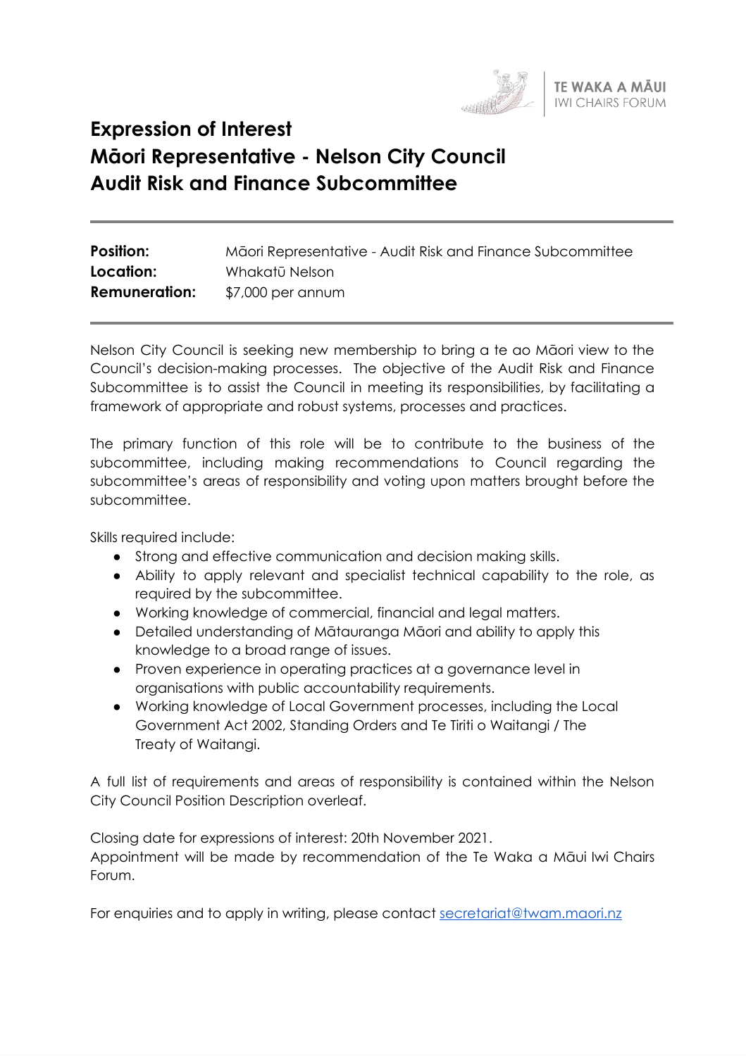TE WAKA A MĀUI
IWI CHAIRS FORUM

# Expression of Interest
# Māori Representative - Nelson City Council Audit Risk and Finance Subcommittee

---

| | |
|---|---|
| **Position:** | Māori Representative - Audit Risk and Finance Subcommittee |
| **Location:** | Whakatū Nelson |
| **Remuneration:** | $7,000 per annum |

---

Nelson City Council is seeking new membership to bring a te ao Māori view to the Council's decision-making processes. The objective of the Audit Risk and Finance Subcommittee is to assist the Council in meeting its responsibilities, by facilitating a framework of appropriate and robust systems, processes and practices.

The primary function of this role will be to contribute to the business of the subcommittee, including making recommendations to Council regarding the subcommittee's areas of responsibility and voting upon matters brought before the subcommittee.

Skills required include:

- Strong and effective communication and decision making skills.
- Ability to apply relevant and specialist technical capability to the role, as required by the subcommittee.
- Working knowledge of commercial, financial and legal matters.
- Detailed understanding of Mātauranga Māori and ability to apply this knowledge to a broad range of issues.
- Proven experience in operating practices at a governance level in organisations with public accountability requirements.
- Working knowledge of Local Government processes, including the Local Government Act 2002, Standing Orders and Te Tiriti o Waitangi / The Treaty of Waitangi.

A full list of requirements and areas of responsibility is contained within the Nelson City Council Position Description overleaf.

Closing date for expressions of interest: 20th November 2021.
Appointment will be made by recommendation of the Te Waka a Māui Iwi Chairs Forum.

For enquiries and to apply in writing, please contact secretariat@twam.maori.nz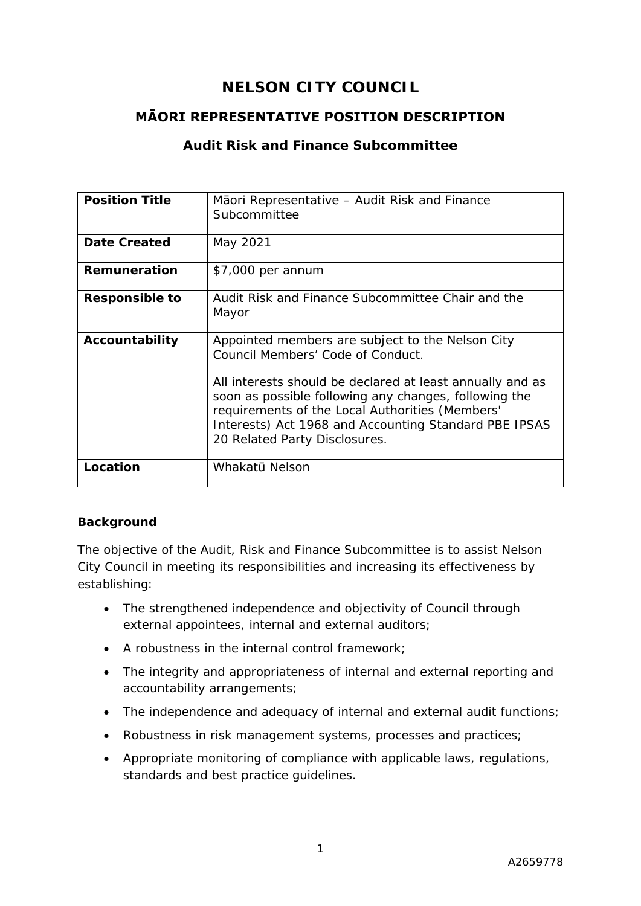# NELSON CITY COUNCIL

## MĀORI REPRESENTATIVE POSITION DESCRIPTION

### Audit Risk and Finance Subcommittee

| **Position Title** | Māori Representative – Audit Risk and Finance Subcommittee |
|---|---|
| **Date Created** | May 2021 |
| **Remuneration** | $7,000 per annum |
| **Responsible to** | Audit Risk and Finance Subcommittee Chair and the Mayor |
| **Accountability** | Appointed members are subject to the Nelson City Council Members' Code of Conduct.<br><br>All interests should be declared at least annually and as soon as possible following any changes, following the requirements of the Local Authorities (Members' Interests) Act 1968 and Accounting Standard PBE IPSAS 20 Related Party Disclosures. |
| **Location** | Whakatū Nelson |

**Background**

The objective of the Audit, Risk and Finance Subcommittee is to assist Nelson City Council in meeting its responsibilities and increasing its effectiveness by establishing:

- The strengthened independence and objectivity of Council through external appointees, internal and external auditors;
- A robustness in the internal control framework;
- The integrity and appropriateness of internal and external reporting and accountability arrangements;
- The independence and adequacy of internal and external audit functions;
- Robustness in risk management systems, processes and practices;
- Appropriate monitoring of compliance with applicable laws, regulations, standards and best practice guidelines.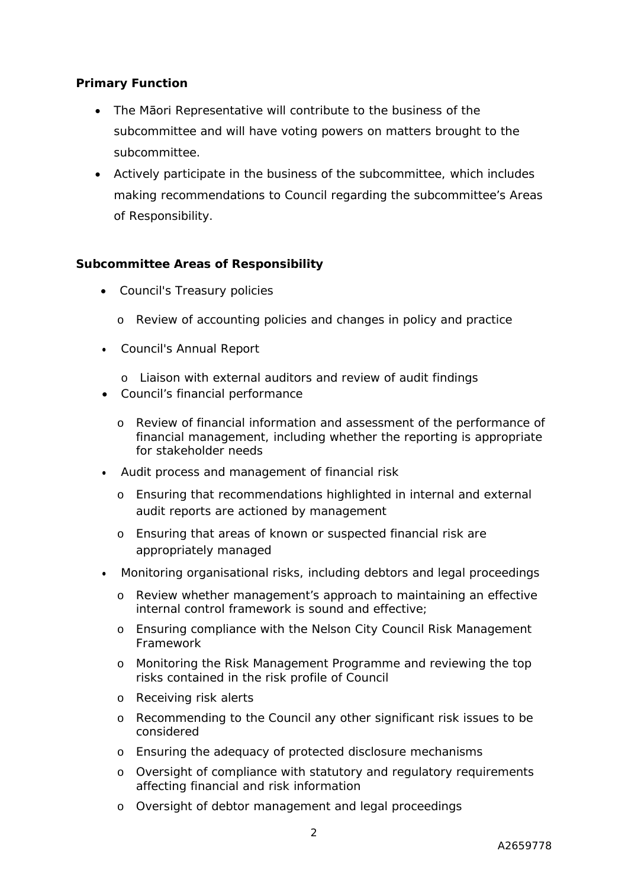**Primary Function**

- The Māori Representative will contribute to the business of the subcommittee and will have voting powers on matters brought to the subcommittee.
- Actively participate in the business of the subcommittee, which includes making recommendations to Council regarding the subcommittee's Areas of Responsibility.

**Subcommittee Areas of Responsibility**

- Council's Treasury policies
  - Review of accounting policies and changes in policy and practice
- Council's Annual Report
  - Liaison with external auditors and review of audit findings
- Council's financial performance
  - Review of financial information and assessment of the performance of financial management, including whether the reporting is appropriate for stakeholder needs
- Audit process and management of financial risk
  - Ensuring that recommendations highlighted in internal and external audit reports are actioned by management
  - Ensuring that areas of known or suspected financial risk are appropriately managed
- Monitoring organisational risks, including debtors and legal proceedings
  - Review whether management's approach to maintaining an effective internal control framework is sound and effective;
  - Ensuring compliance with the Nelson City Council Risk Management Framework
  - Monitoring the Risk Management Programme and reviewing the top risks contained in the risk profile of Council
  - Receiving risk alerts
  - Recommending to the Council any other significant risk issues to be considered
  - Ensuring the adequacy of protected disclosure mechanisms
  - Oversight of compliance with statutory and regulatory requirements affecting financial and risk information
  - Oversight of debtor management and legal proceedings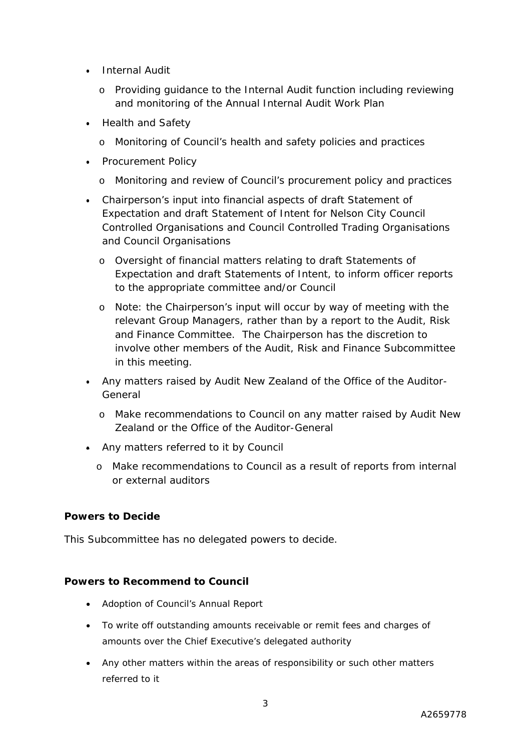- Internal Audit
  - Providing guidance to the Internal Audit function including reviewing and monitoring of the Annual Internal Audit Work Plan
- Health and Safety
  - Monitoring of Council's health and safety policies and practices
- Procurement Policy
  - Monitoring and review of Council's procurement policy and practices
- Chairperson's input into financial aspects of draft Statement of Expectation and draft Statement of Intent for Nelson City Council Controlled Organisations and Council Controlled Trading Organisations and Council Organisations
  - Oversight of financial matters relating to draft Statements of Expectation and draft Statements of Intent, to inform officer reports to the appropriate committee and/or Council
  - Note: the Chairperson's input will occur by way of meeting with the relevant Group Managers, rather than by a report to the Audit, Risk and Finance Committee. The Chairperson has the discretion to involve other members of the Audit, Risk and Finance Subcommittee in this meeting.
- Any matters raised by Audit New Zealand of the Office of the Auditor-General
  - Make recommendations to Council on any matter raised by Audit New Zealand or the Office of the Auditor-General
- Any matters referred to it by Council
  - Make recommendations to Council as a result of reports from internal or external auditors

**Powers to Decide**

This Subcommittee has no delegated powers to decide.

**Powers to Recommend to Council**

- Adoption of Council's Annual Report
- To write off outstanding amounts receivable or remit fees and charges of amounts over the Chief Executive's delegated authority
- Any other matters within the areas of responsibility or such other matters referred to it

A2659778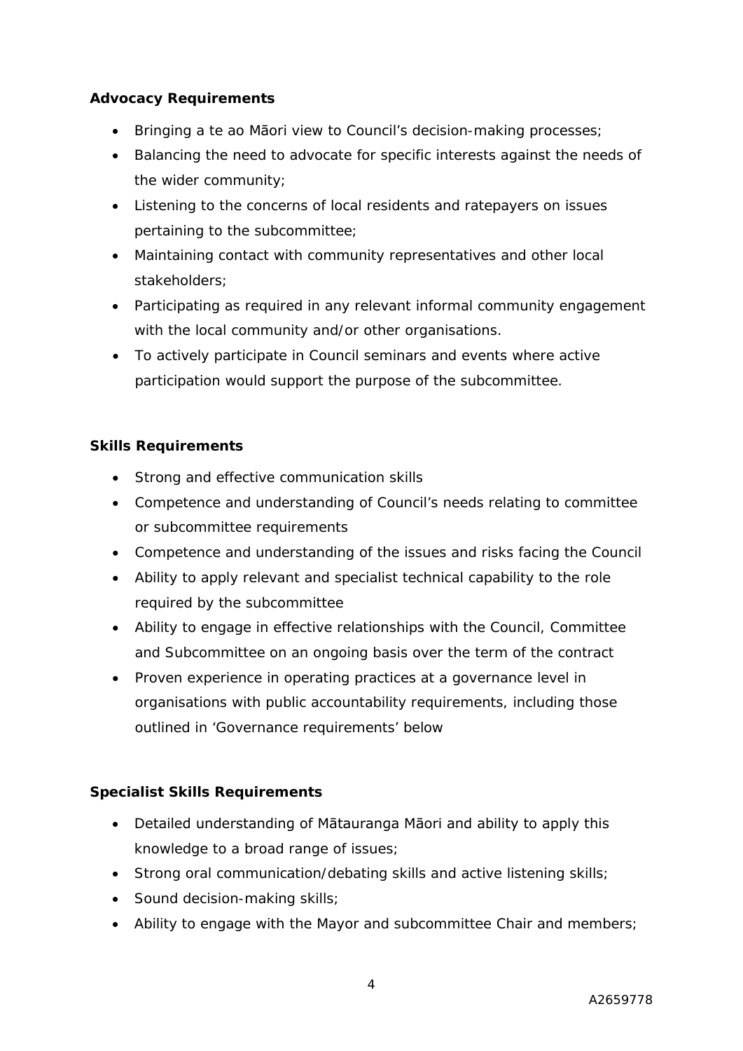**Advocacy Requirements**

- Bringing a te ao Māori view to Council's decision-making processes;
- Balancing the need to advocate for specific interests against the needs of the wider community;
- Listening to the concerns of local residents and ratepayers on issues pertaining to the subcommittee;
- Maintaining contact with community representatives and other local stakeholders;
- Participating as required in any relevant informal community engagement with the local community and/or other organisations.
- To actively participate in Council seminars and events where active participation would support the purpose of the subcommittee.

**Skills Requirements**

- Strong and effective communication skills
- Competence and understanding of Council's needs relating to committee or subcommittee requirements
- Competence and understanding of the issues and risks facing the Council
- Ability to apply relevant and specialist technical capability to the role required by the subcommittee
- Ability to engage in effective relationships with the Council, Committee and Subcommittee on an ongoing basis over the term of the contract
- Proven experience in operating practices at a governance level in organisations with public accountability requirements, including those outlined in 'Governance requirements' below

**Specialist Skills Requirements**

- Detailed understanding of Mātauranga Māori and ability to apply this knowledge to a broad range of issues;
- Strong oral communication/debating skills and active listening skills;
- Sound decision-making skills;
- Ability to engage with the Mayor and subcommittee Chair and members;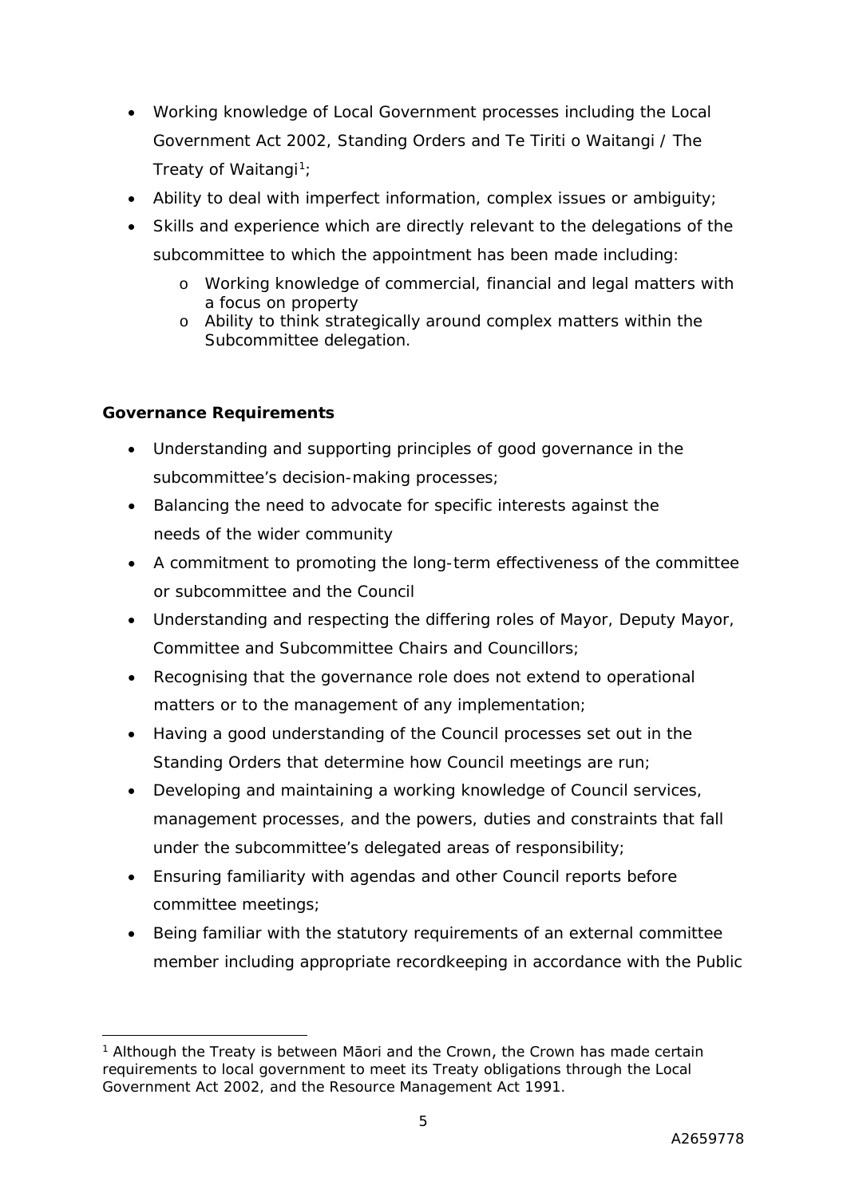- Working knowledge of Local Government processes including the Local Government Act 2002, Standing Orders and Te Tiriti o Waitangi / The Treaty of Waitangi[1];
- Ability to deal with imperfect information, complex issues or ambiguity;
- Skills and experience which are directly relevant to the delegations of the subcommittee to which the appointment has been made including:
  - Working knowledge of commercial, financial and legal matters with a focus on property
  - Ability to think strategically around complex matters within the Subcommittee delegation.

**Governance Requirements**

- Understanding and supporting principles of good governance in the subcommittee's decision-making processes;
- Balancing the need to advocate for specific interests against the needs of the wider community
- A commitment to promoting the long-term effectiveness of the committee or subcommittee and the Council
- Understanding and respecting the differing roles of Mayor, Deputy Mayor, Committee and Subcommittee Chairs and Councillors;
- Recognising that the governance role does not extend to operational matters or to the management of any implementation;
- Having a good understanding of the Council processes set out in the Standing Orders that determine how Council meetings are run;
- Developing and maintaining a working knowledge of Council services, management processes, and the powers, duties and constraints that fall under the subcommittee's delegated areas of responsibility;
- Ensuring familiarity with agendas and other Council reports before committee meetings;
- Being familiar with the statutory requirements of an external committee member including appropriate recordkeeping in accordance with the Public

[1] Although the Treaty is between Māori and the Crown, the Crown has made certain requirements to local government to meet its Treaty obligations through the Local Government Act 2002, and the Resource Management Act 1991.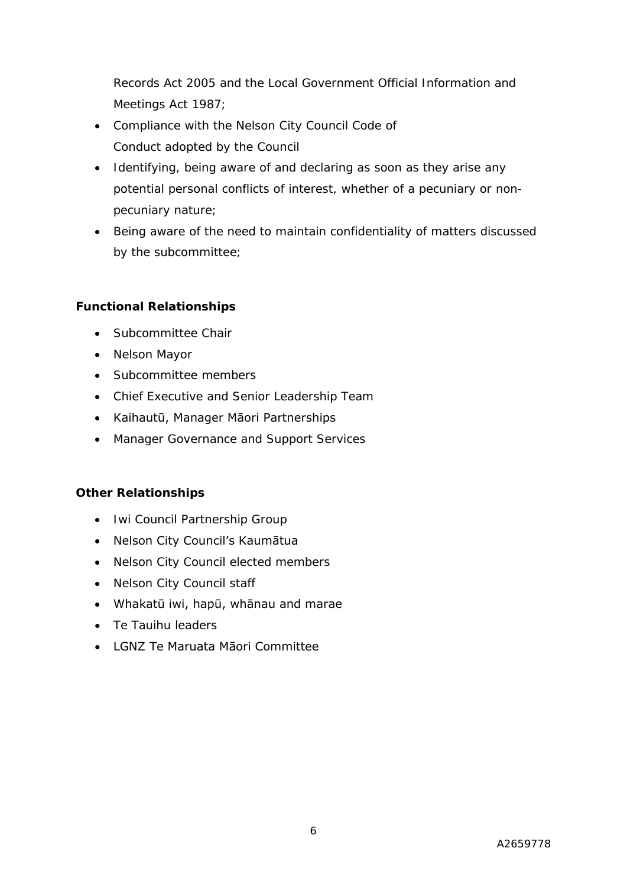Records Act 2005 and the Local Government Official Information and Meetings Act 1987;

- Compliance with the Nelson City Council Code of Conduct adopted by the Council
- Identifying, being aware of and declaring as soon as they arise any potential personal conflicts of interest, whether of a pecuniary or non-pecuniary nature;
- Being aware of the need to maintain confidentiality of matters discussed by the subcommittee;

**Functional Relationships**

- Subcommittee Chair
- Nelson Mayor
- Subcommittee members
- Chief Executive and Senior Leadership Team
- Kaihautū, Manager Māori Partnerships
- Manager Governance and Support Services

**Other Relationships**

- Iwi Council Partnership Group
- Nelson City Council's Kaumātua
- Nelson City Council elected members
- Nelson City Council staff
- Whakatū iwi, hapū, whānau and marae
- Te Tauihu leaders
- LGNZ Te Maruata Māori Committee

A2659778